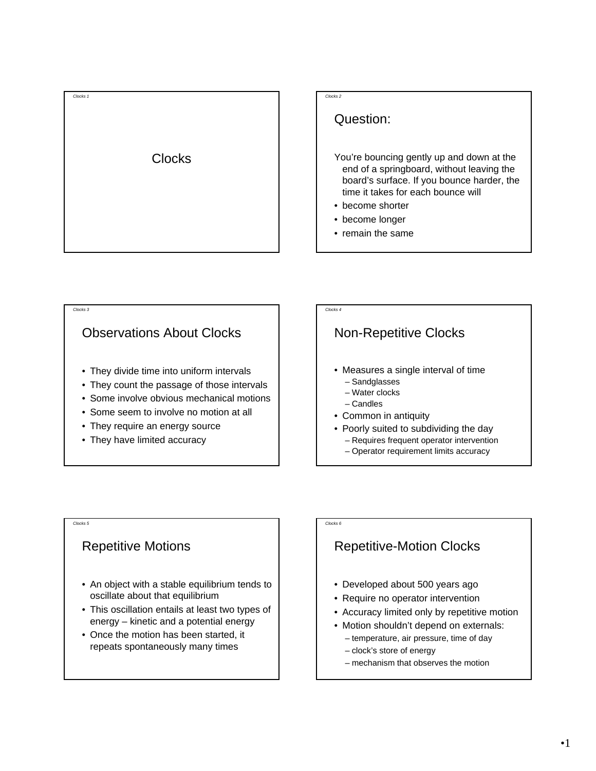# Clocks

## Question:

You're bouncing gently up and down at the end of a springboard, without leaving the board's surface. If you bounce harder, the time it takes for each bounce will

- become shorter
- become longer
- remain the same

## Observations About Clocks

- They divide time into uniform intervals
- They count the passage of those intervals
- Some involve obvious mechanical motions
- Some seem to involve no motion at all
- They require an energy source
- They have limited accuracy

## Non-Repetitive Clocks

- Measures a single interval of time
  - Sandglasses
  - Water clocks
  - Candles
- Common in antiquity
- Poorly suited to subdividing the day
  - Requires frequent operator intervention
  - Operator requirement limits accuracy

## Repetitive Motions

- An object with a stable equilibrium tends to oscillate about that equilibrium
- This oscillation entails at least two types of energy – kinetic and a potential energy
- Once the motion has been started, it repeats spontaneously many times

## Repetitive-Motion Clocks

- Developed about 500 years ago
- Require no operator intervention
- Accuracy limited only by repetitive motion
- Motion shouldn't depend on externals:
  - temperature, air pressure, time of day
  - clock's store of energy
  - mechanism that observes the motion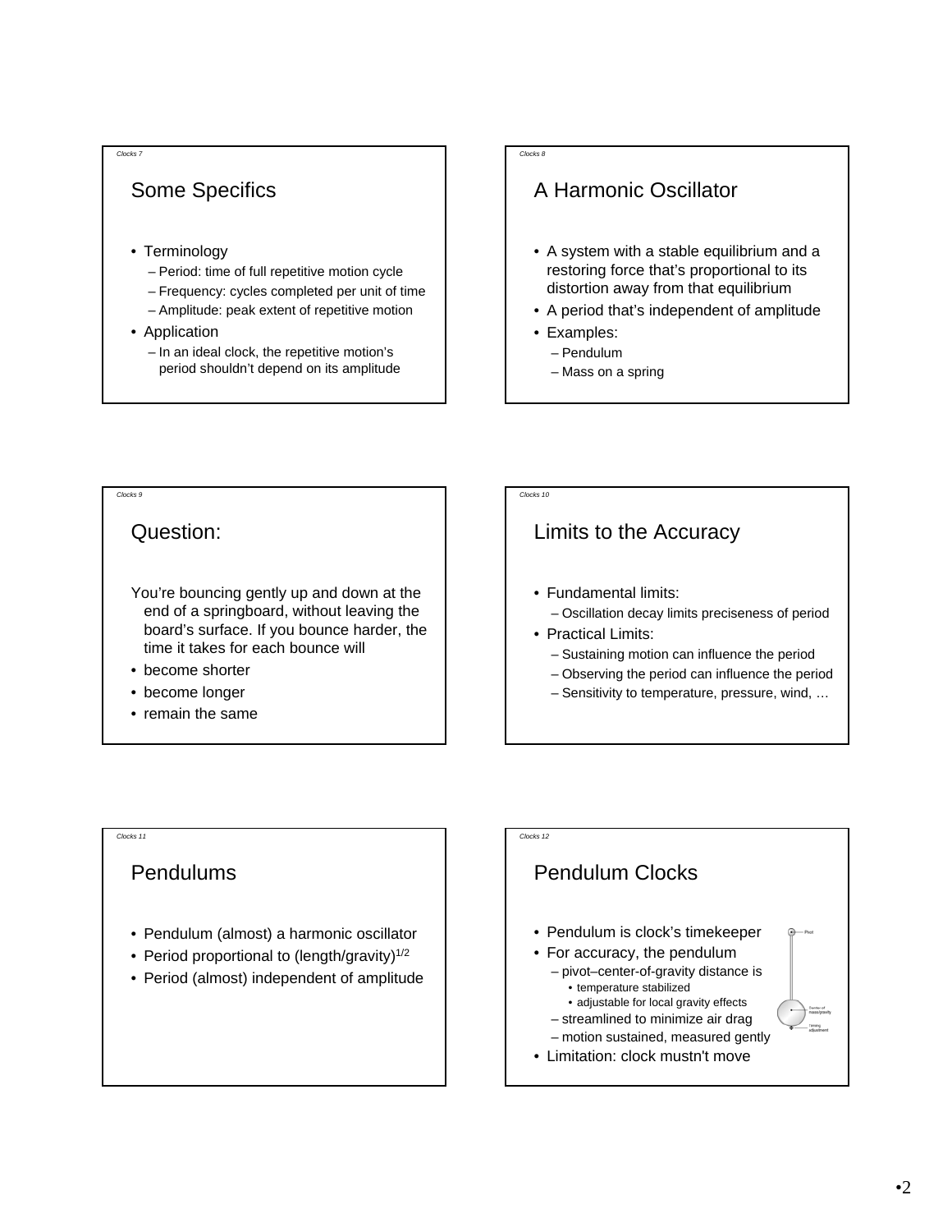## Some Specifics

- Terminology
  - Period: time of full repetitive motion cycle
  - Frequency: cycles completed per unit of time
  - Amplitude: peak extent of repetitive motion
- Application
  - In an ideal clock, the repetitive motion's period shouldn't depend on its amplitude

## A Harmonic Oscillator

- A system with a stable equilibrium and a restoring force that's proportional to its distortion away from that equilibrium
- A period that's independent of amplitude
- Examples:
  - Pendulum
  - Mass on a spring

## Question:

You're bouncing gently up and down at the end of a springboard, without leaving the board's surface. If you bounce harder, the time it takes for each bounce will

- become shorter
- become longer
- remain the same

## Limits to the Accuracy

- Fundamental limits:
  - Oscillation decay limits preciseness of period
- Practical Limits:
  - Sustaining motion can influence the period
  - Observing the period can influence the period
  - Sensitivity to temperature, pressure, wind, …

## Pendulums

- Pendulum (almost) a harmonic oscillator
- Period proportional to $(\text{length/gravity})^{1/2}$
- Period (almost) independent of amplitude

## Pendulum Clocks

- Pendulum is clock's timekeeper
- For accuracy, the pendulum
  - pivot–center-of-gravity distance is
    - temperature stabilized
    - adjustable for local gravity effects
  - streamlined to minimize air drag
  - motion sustained, measured gently
- Limitation: clock mustn't move

Pivot

Center of mass/gravity

Timing adjustment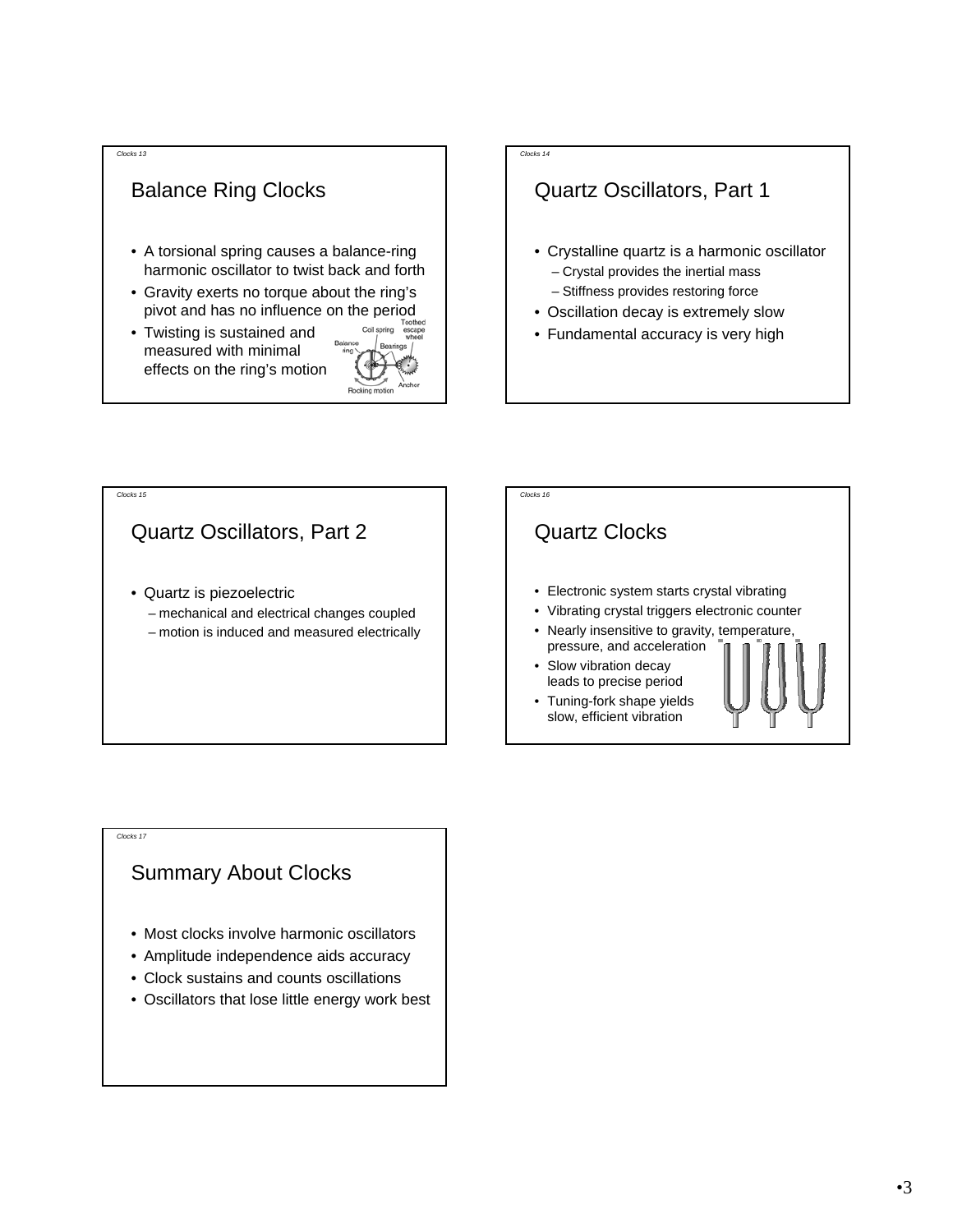## Balance Ring Clocks

- A torsional spring causes a balance-ring harmonic oscillator to twist back and forth
- Gravity exerts no torque about the ring's pivot and has no influence on the period
- Twisting is sustained and measured with minimal effects on the ring's motion

Coil spring
Toothed escape wheel
Balance ring
Bearings
Anchor
Rocking motion

## Quartz Oscillators, Part 1

- Crystalline quartz is a harmonic oscillator
  - Crystal provides the inertial mass
  - Stiffness provides restoring force
- Oscillation decay is extremely slow
- Fundamental accuracy is very high

## Quartz Oscillators, Part 2

- Quartz is piezoelectric
  - mechanical and electrical changes coupled
  - motion is induced and measured electrically

## Quartz Clocks

- Electronic system starts crystal vibrating
- Vibrating crystal triggers electronic counter
- Nearly insensitive to gravity, temperature, pressure, and acceleration
- Slow vibration decay leads to precise period
- Tuning-fork shape yields slow, efficient vibration

## Summary About Clocks

- Most clocks involve harmonic oscillators
- Amplitude independence aids accuracy
- Clock sustains and counts oscillations
- Oscillators that lose little energy work best